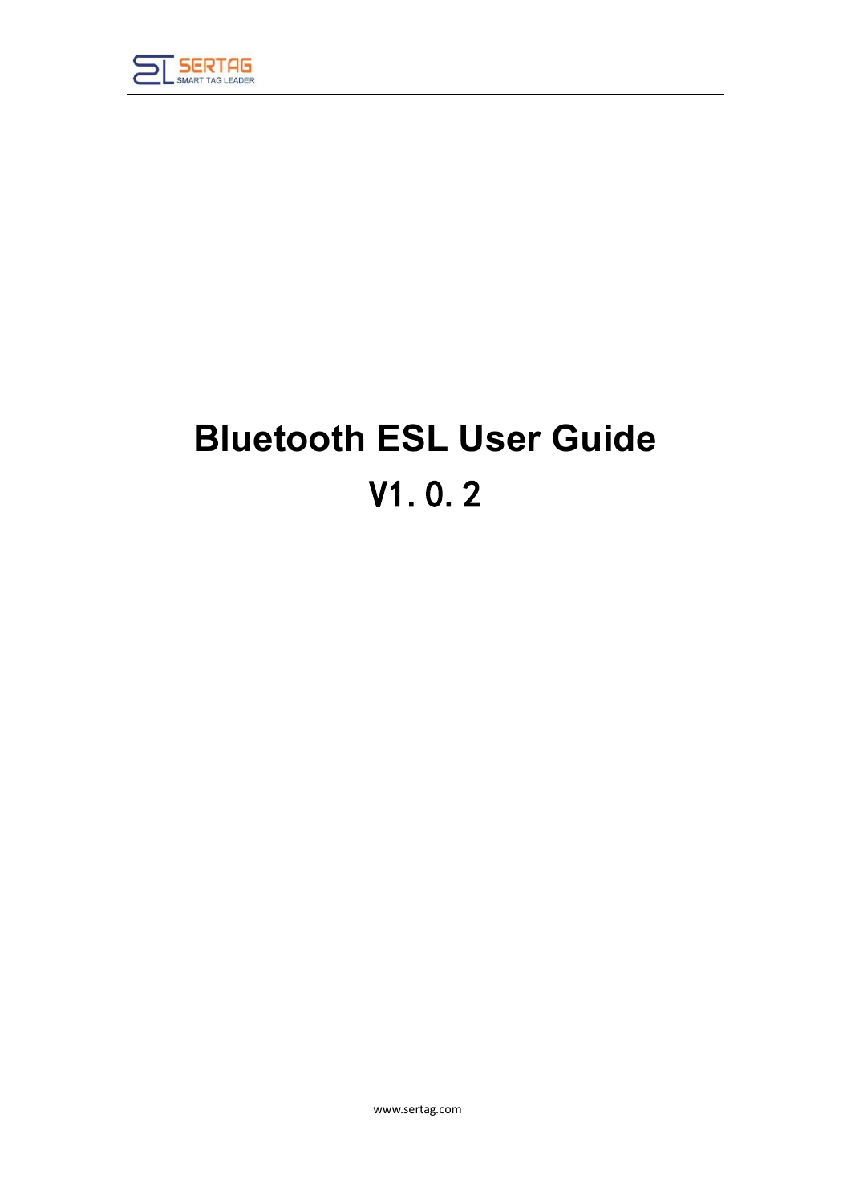# Bluetooth ESL User Guide

## V1. 0. 2

www.sertag.com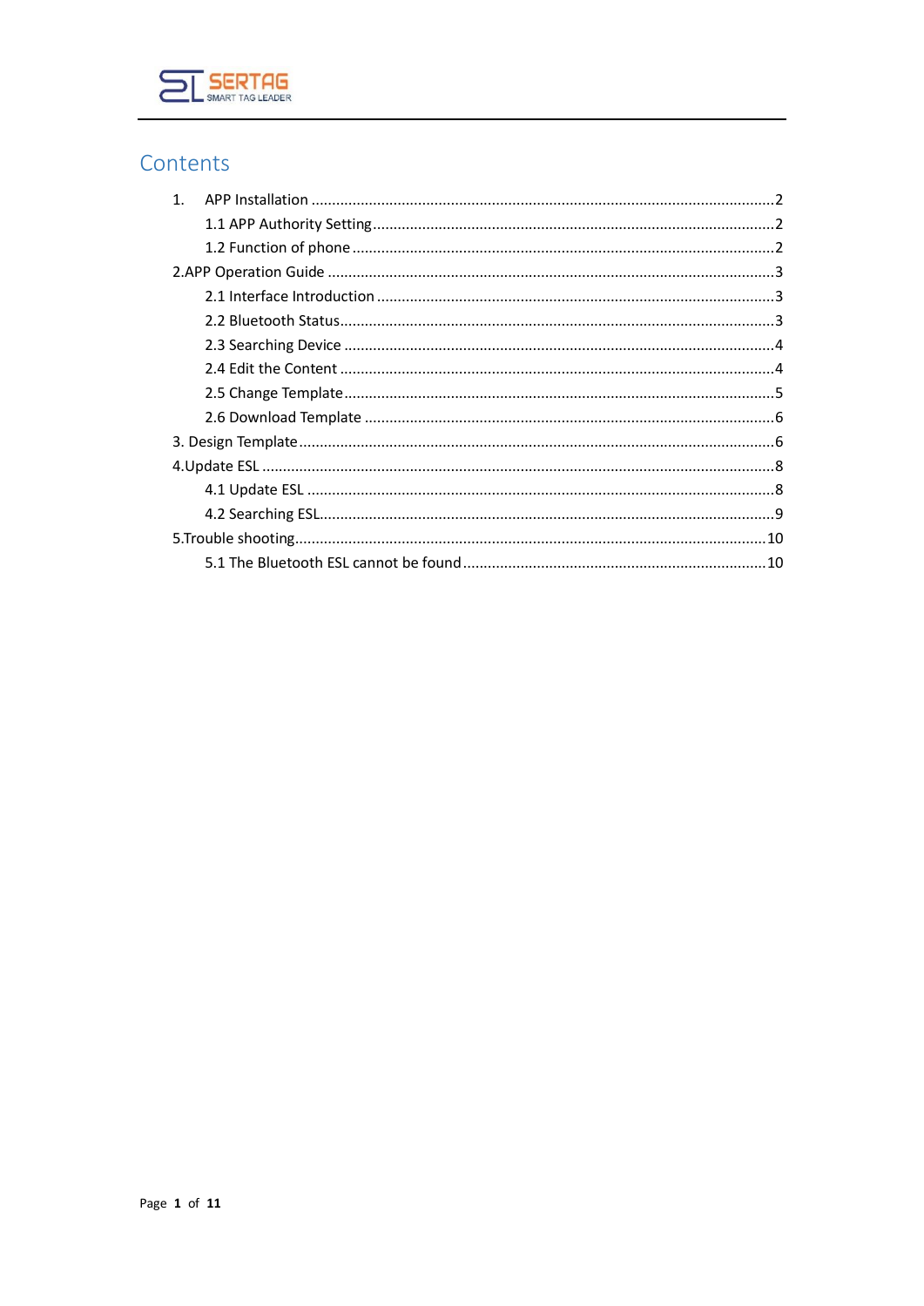# Contents

1. APP Installation ........ 2
   - 1.1 APP Authority Setting ........ 2
   - 1.2 Function of phone ........ 2

2.APP Operation Guide ........ 3
   - 2.1 Interface Introduction ........ 3
   - 2.2 Bluetooth Status ........ 3
   - 2.3 Searching Device ........ 4
   - 2.4 Edit the Content ........ 4
   - 2.5 Change Template ........ 5
   - 2.6 Download Template ........ 6

3. Design Template ........ 6

4.Update ESL ........ 8
   - 4.1 Update ESL ........ 8
   - 4.2 Searching ESL ........ 9

5.Trouble shooting ........ 10
   - 5.1 The Bluetooth ESL cannot be found ........ 10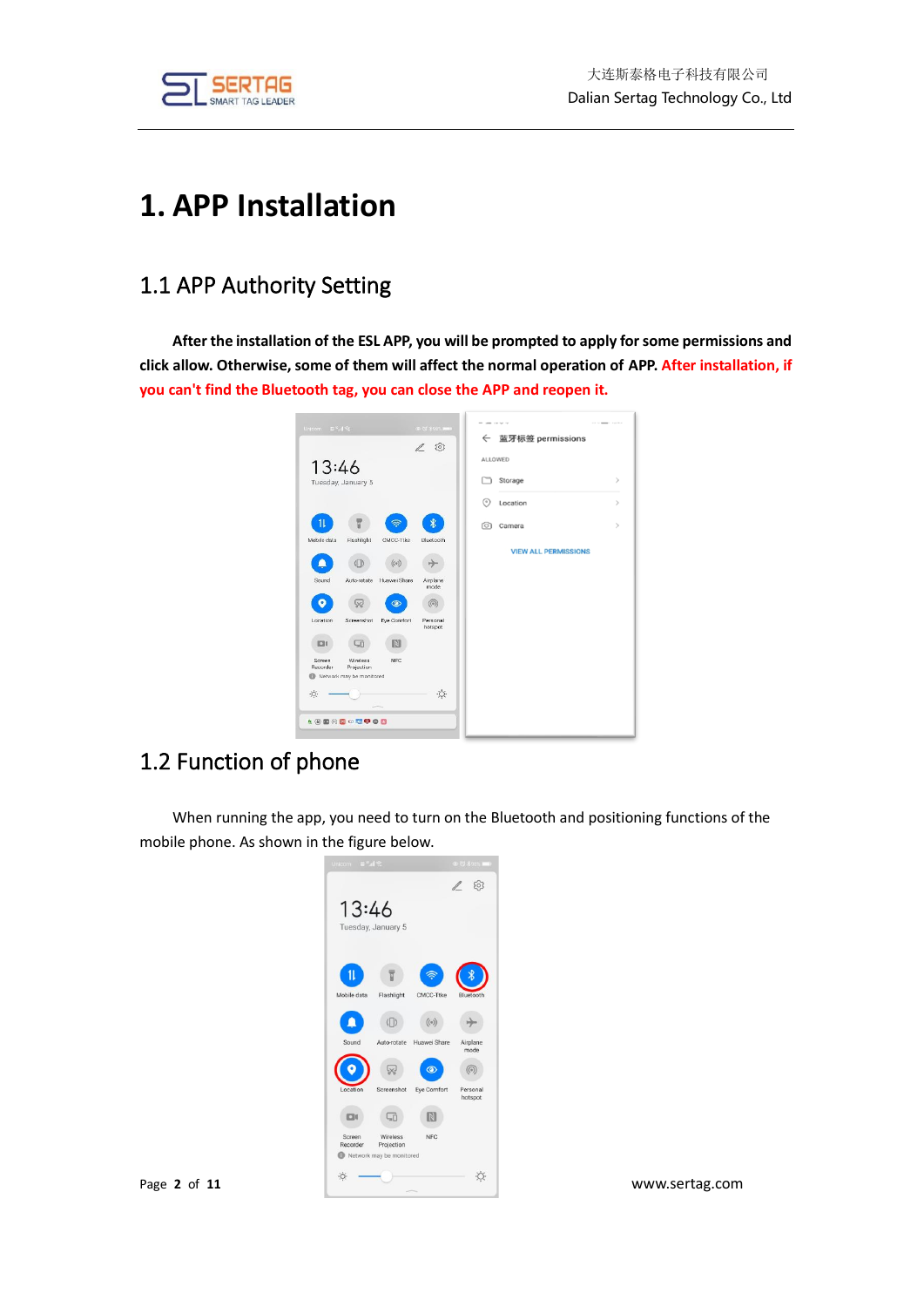# 1. APP Installation

## 1.1 APP Authority Setting

**After the installation of the ESL APP, you will be prompted to apply for some permissions and click allow. Otherwise, some of them will affect the normal operation of APP. After installation, if you can't find the Bluetooth tag, you can close the APP and reopen it.**

## 1.2 Function of phone

When running the app, you need to turn on the Bluetooth and positioning functions of the mobile phone. As shown in the figure below.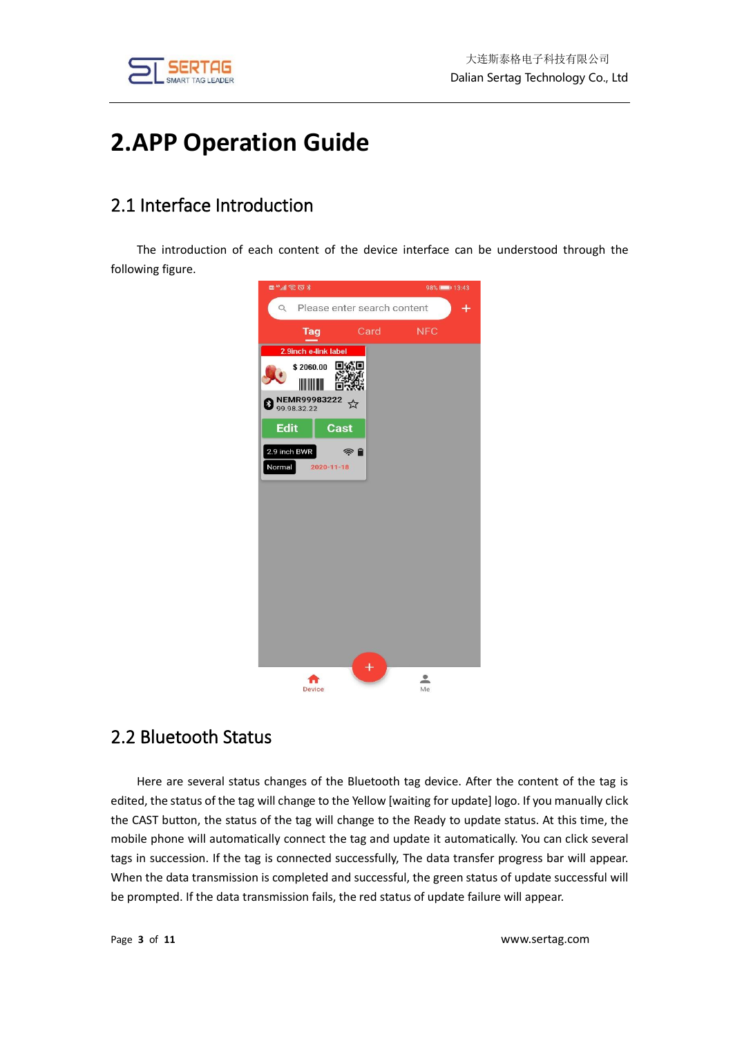# 2.APP Operation Guide

## 2.1 Interface Introduction

The introduction of each content of the device interface can be understood through the following figure.

## 2.2 Bluetooth Status

Here are several status changes of the Bluetooth tag device. After the content of the tag is edited, the status of the tag will change to the Yellow [waiting for update] logo. If you manually click the CAST button, the status of the tag will change to the Ready to update status. At this time, the mobile phone will automatically connect the tag and update it automatically. You can click several tags in succession. If the tag is connected successfully, The data transfer progress bar will appear. When the data transmission is completed and successful, the green status of update successful will be prompted. If the data transmission fails, the red status of update failure will appear.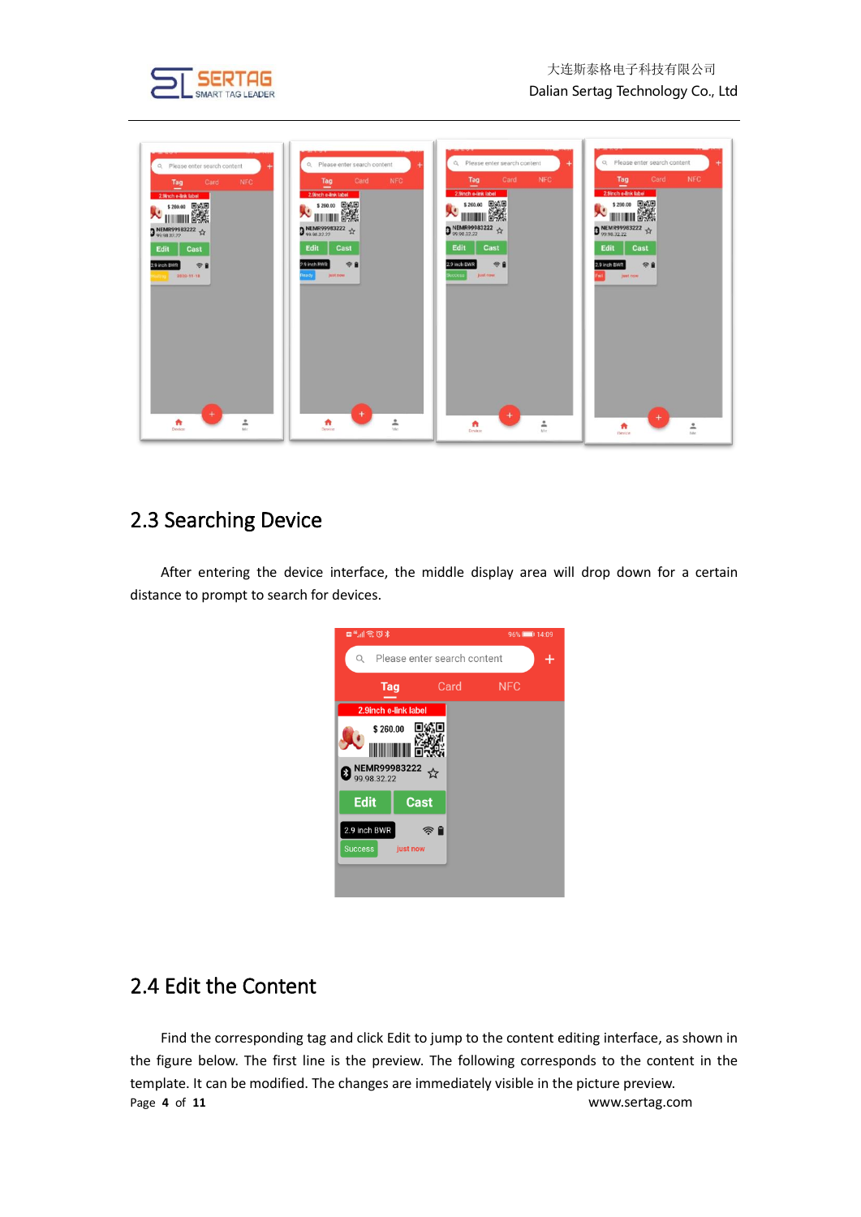## 2.3 Searching Device

After entering the device interface, the middle display area will drop down for a certain distance to prompt to search for devices.

## 2.4 Edit the Content

Find the corresponding tag and click Edit to jump to the content editing interface, as shown in the figure below. The first line is the preview. The following corresponds to the content in the template. It can be modified. The changes are immediately visible in the picture preview.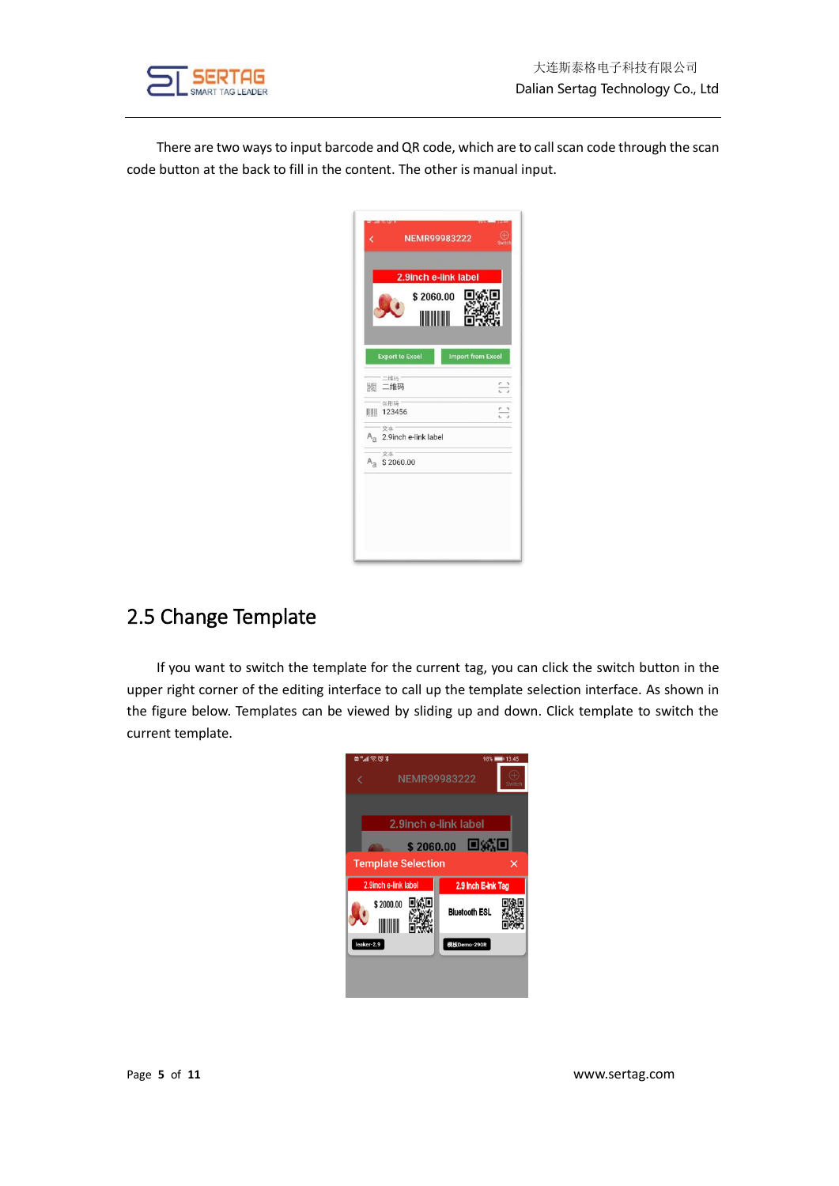There are two ways to input barcode and QR code, which are to call scan code through the scan code button at the back to fill in the content. The other is manual input.

## 2.5 Change Template

If you want to switch the template for the current tag, you can click the switch button in the upper right corner of the editing interface to call up the template selection interface. As shown in the figure below. Templates can be viewed by sliding up and down. Click template to switch the current template.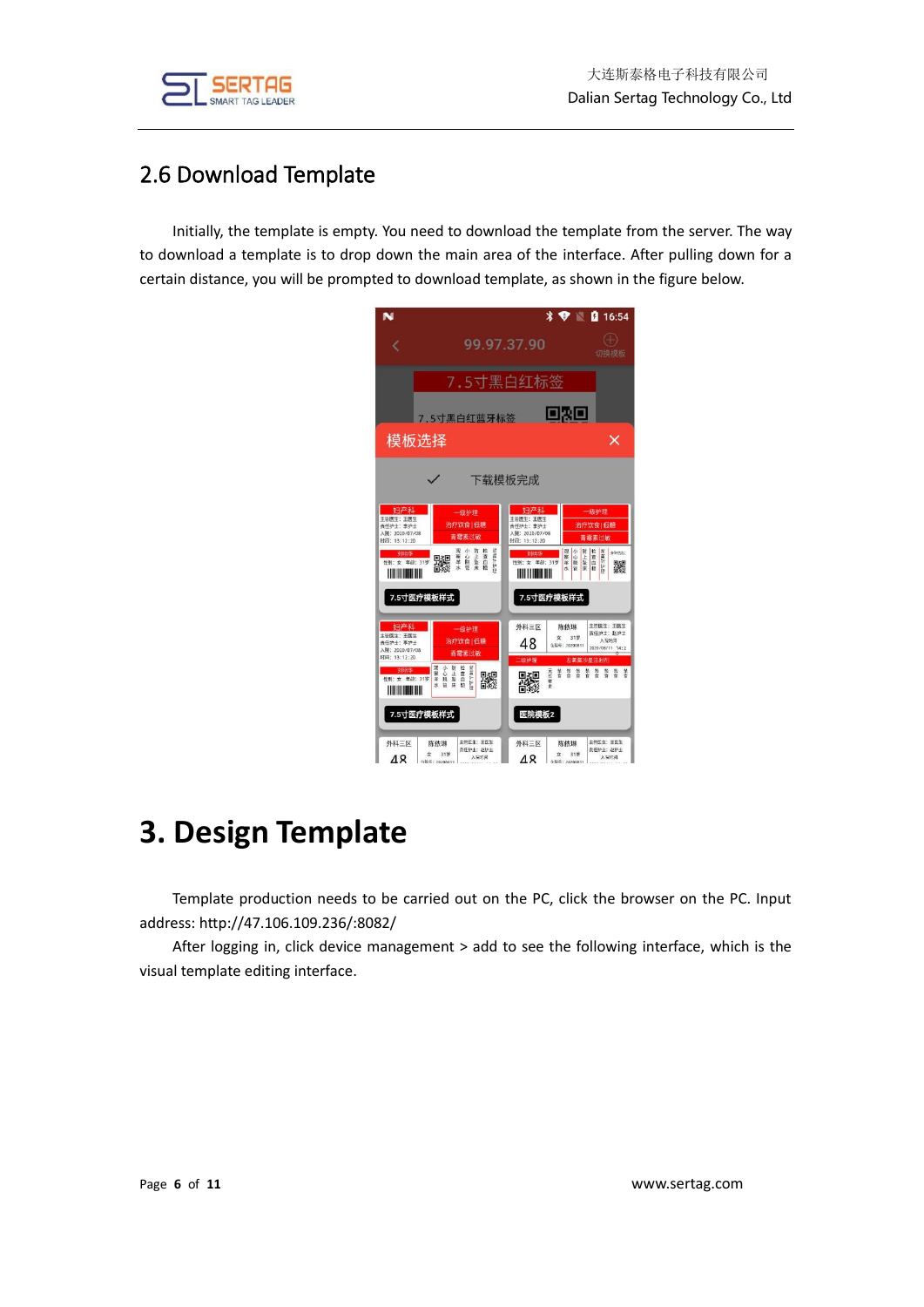## 2.6 Download Template

Initially, the template is empty. You need to download the template from the server. The way to download a template is to drop down the main area of the interface. After pulling down for a certain distance, you will be prompted to download template, as shown in the figure below.

# 3. Design Template

Template production needs to be carried out on the PC, click the browser on the PC. Input address: http://47.106.109.236/:8082/

After logging in, click device management > add to see the following interface, which is the visual template editing interface.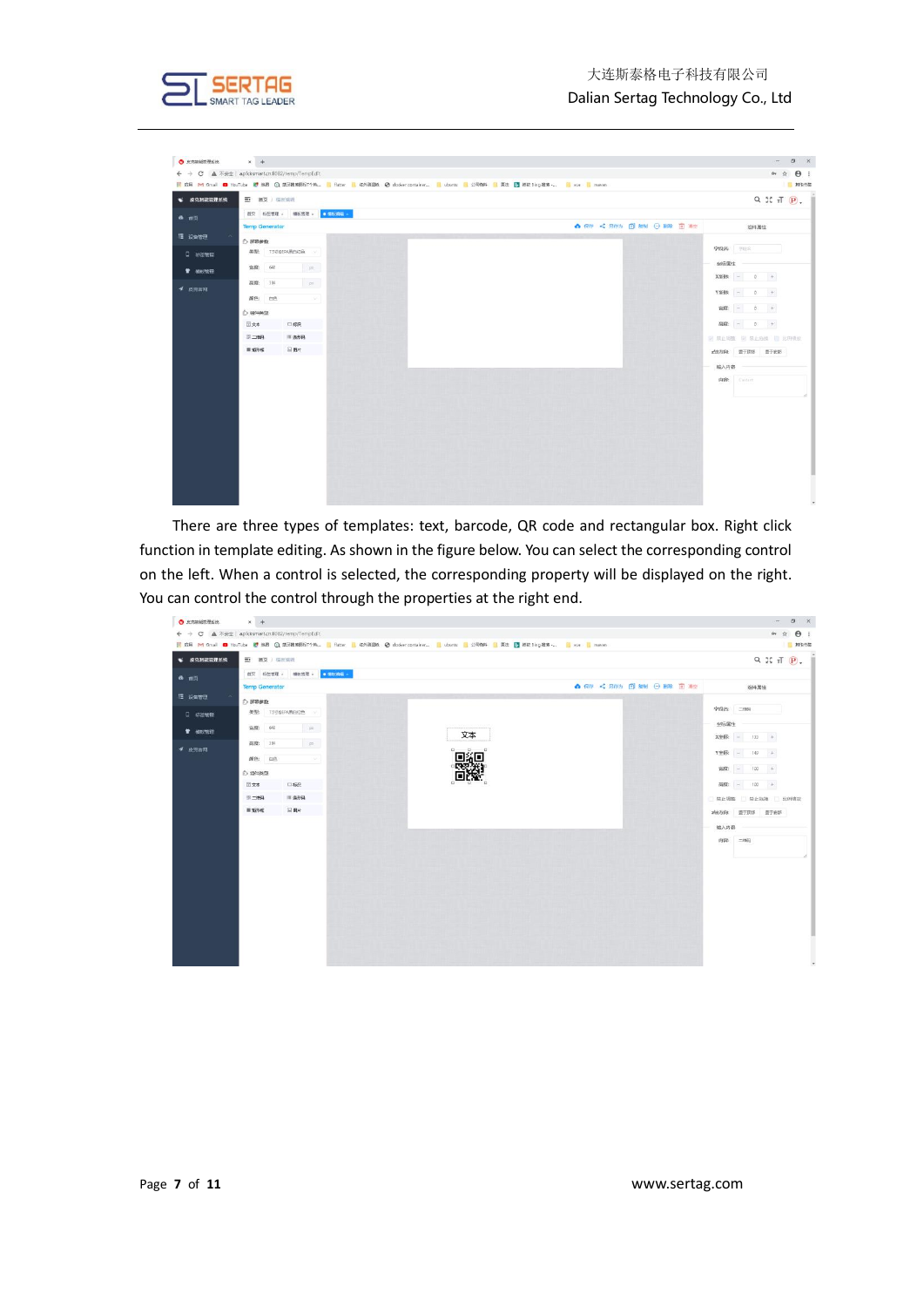There are three types of templates: text, barcode, QR code and rectangular box. Right click function in template editing. As shown in the figure below. You can select the corresponding control on the left. When a control is selected, the corresponding property will be displayed on the right. You can control the control through the properties at the right end.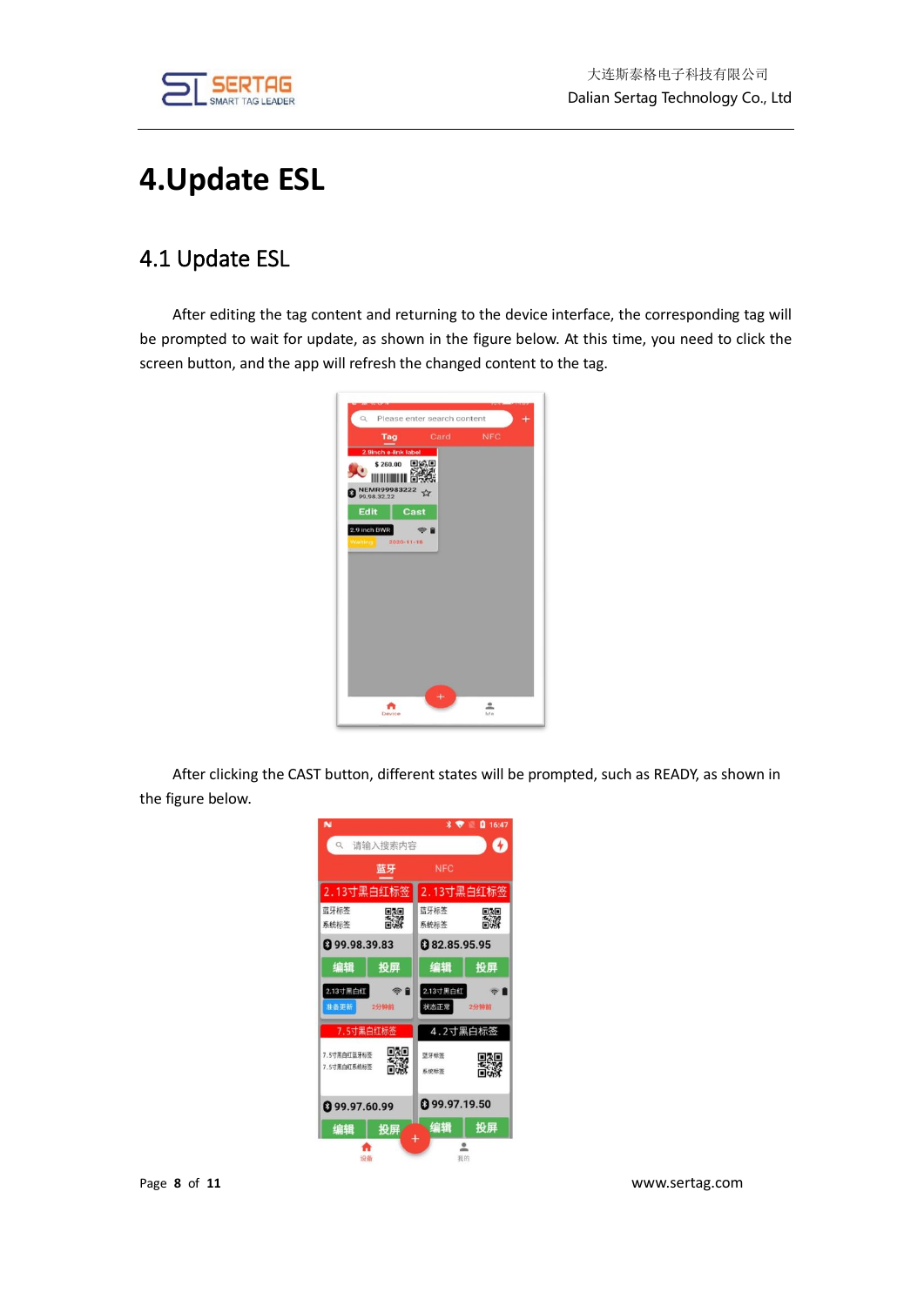# 4.Update ESL

## 4.1 Update ESL

After editing the tag content and returning to the device interface, the corresponding tag will be prompted to wait for update, as shown in the figure below. At this time, you need to click the screen button, and the app will refresh the changed content to the tag.

After clicking the CAST button, different states will be prompted, such as READY, as shown in the figure below.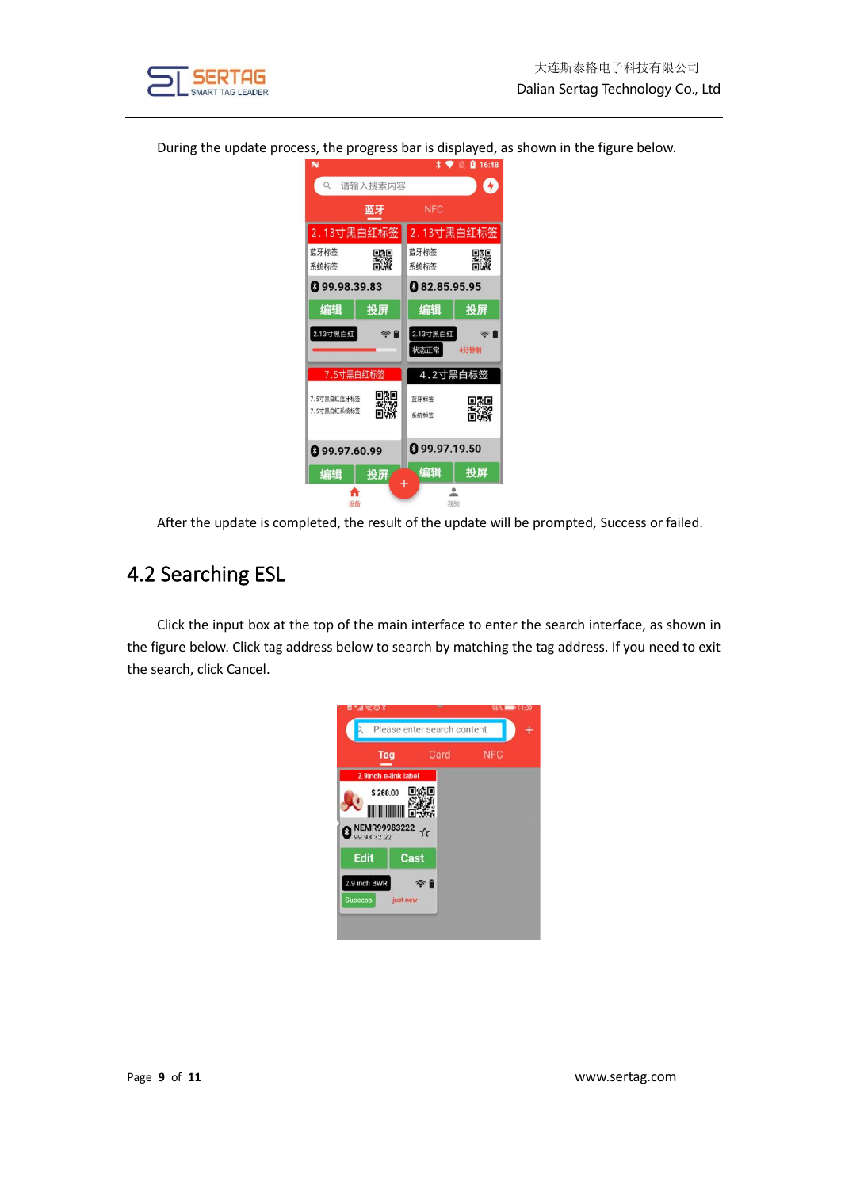During the update process, the progress bar is displayed, as shown in the figure below.

After the update is completed, the result of the update will be prompted, Success or failed.

## 4.2 Searching ESL

Click the input box at the top of the main interface to enter the search interface, as shown in the figure below. Click tag address below to search by matching the tag address. If you need to exit the search, click Cancel.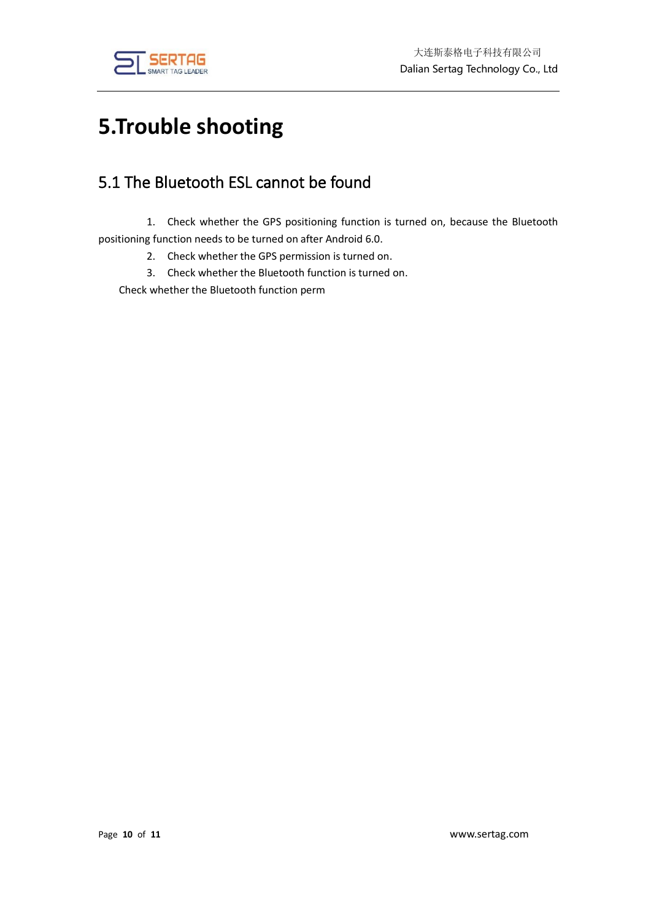# 5.Trouble shooting

## 5.1 The Bluetooth ESL cannot be found

1. Check whether the GPS positioning function is turned on, because the Bluetooth positioning function needs to be turned on after Android 6.0.
2. Check whether the GPS permission is turned on.
3. Check whether the Bluetooth function is turned on.

Check whether the Bluetooth function perm